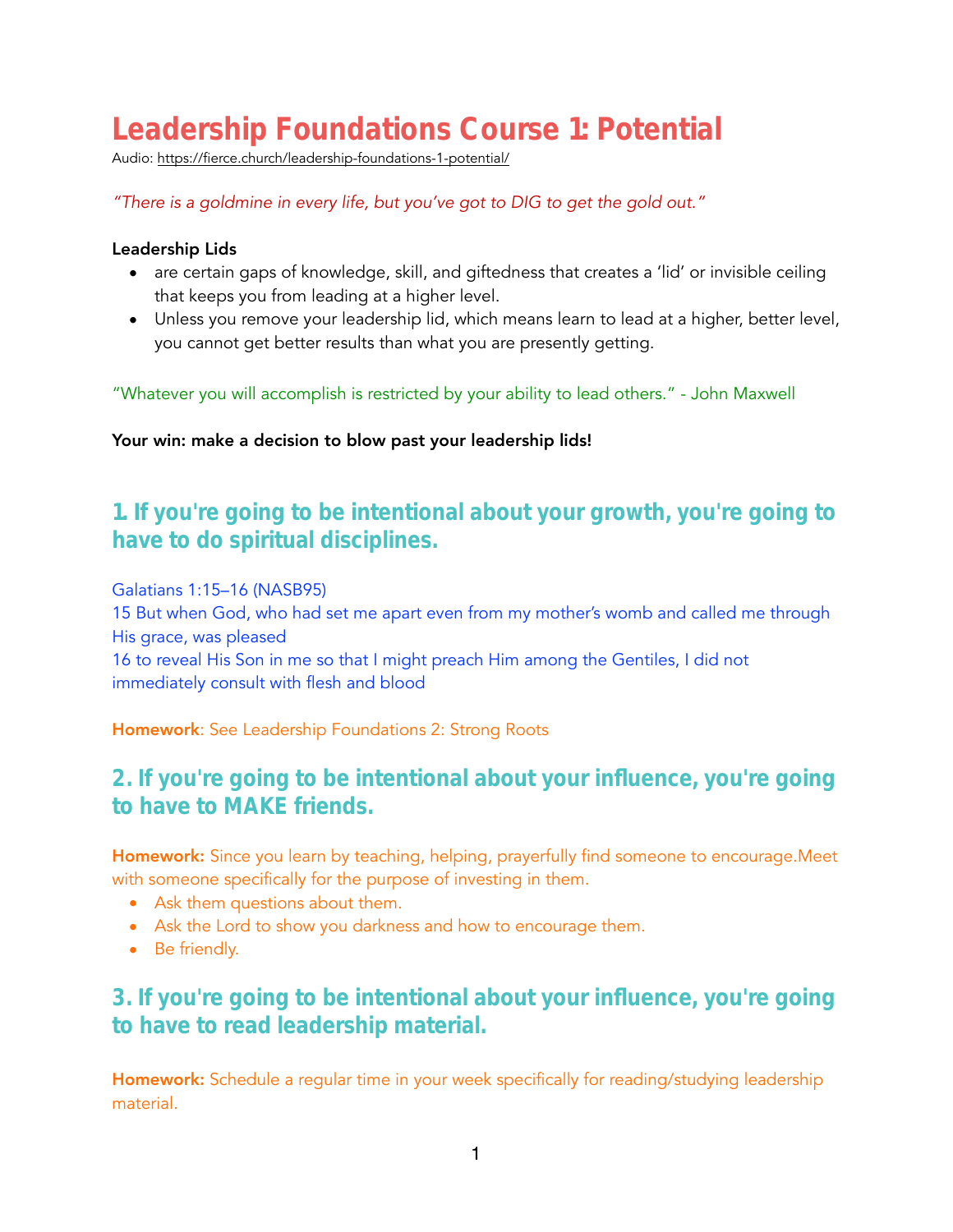# Leadership Foundations Course 1: Potential

Audio: https://fierce.church/leadership-foundations-1-potential/

*"There is a goldmine in every life, but you've got to DIG to get the gold out."*

**Leadership Lids**

- are certain gaps of knowledge, skill, and giftedness that creates a 'lid' or invisible ceiling that keeps you from leading at a higher level.
- Unless you remove your leadership lid, which means learn to lead at a higher, better level, you cannot get better results than what you are presently getting.

"Whatever you will accomplish is restricted by your ability to lead others." - John Maxwell

**Your win: make a decision to blow past your leadership lids!**

## 1. If you're going to be intentional about your growth, you're going to have to do spiritual disciplines.

Galatians 1:15–16 (NASB95)
15 But when God, who had set me apart even from my mother's womb and called me through His grace, was pleased
16 to reveal His Son in me so that I might preach Him among the Gentiles, I did not immediately consult with flesh and blood

**Homework**: See Leadership Foundations 2: Strong Roots

## 2. If you're going to be intentional about your influence, you're going to have to MAKE friends.

**Homework:** Since you learn by teaching, helping, prayerfully find someone to encourage.Meet with someone specifically for the purpose of investing in them.

- Ask them questions about them.
- Ask the Lord to show you darkness and how to encourage them.
- Be friendly.

## 3. If you're going to be intentional about your influence, you're going to have to read leadership material.

**Homework:** Schedule a regular time in your week specifically for reading/studying leadership material.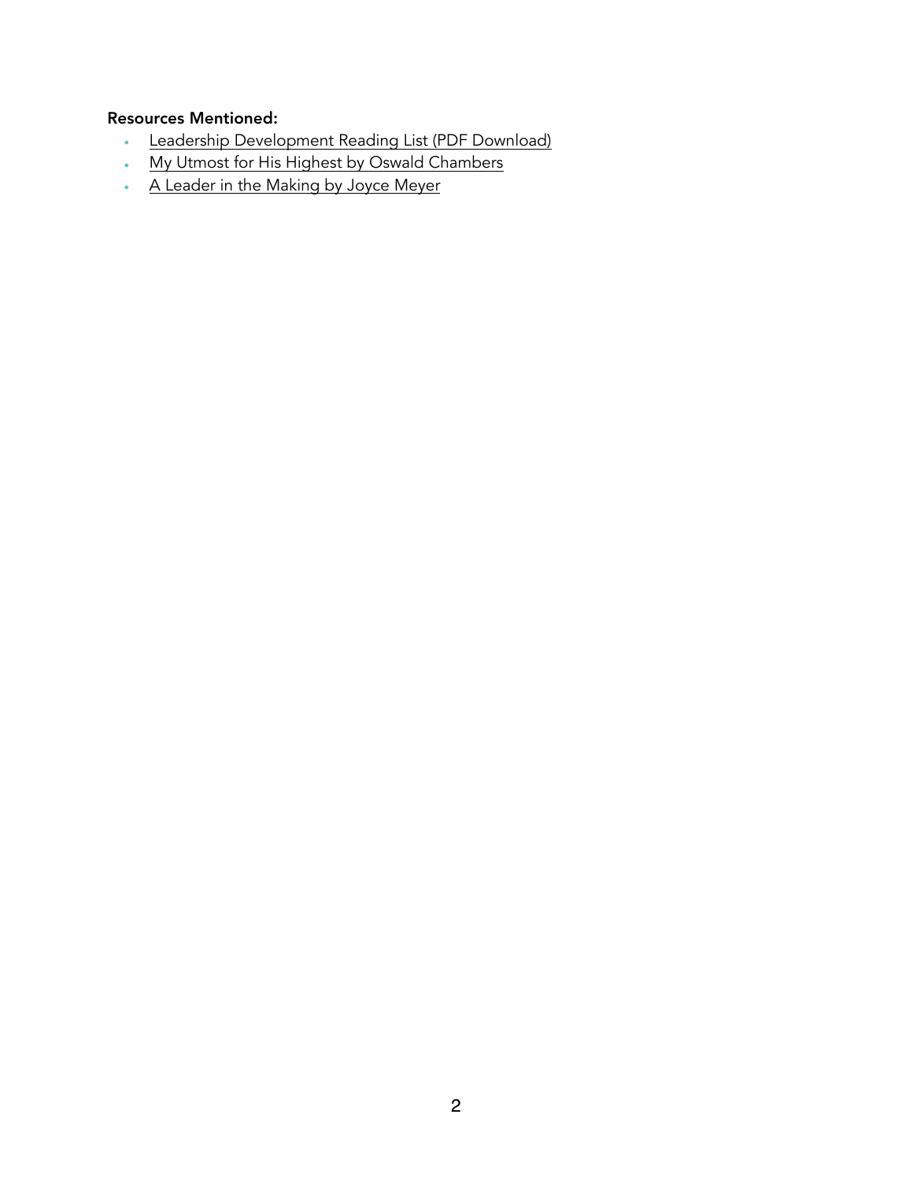**Resources Mentioned:**

- Leadership Development Reading List (PDF Download)
- My Utmost for His Highest by Oswald Chambers
- A Leader in the Making by Joyce Meyer